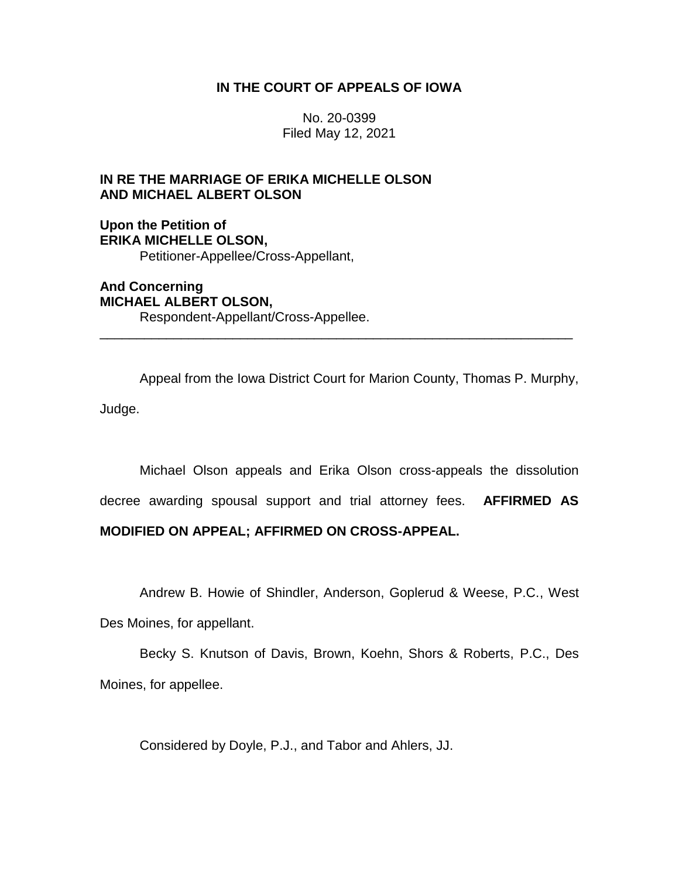# IN THE COURT OF APPEALS OF IOWA

No. 20-0399
Filed May 12, 2021

**IN RE THE MARRIAGE OF ERIKA MICHELLE OLSON AND MICHAEL ALBERT OLSON**

**Upon the Petition of**
**ERIKA MICHELLE OLSON,**
Petitioner-Appellee/Cross-Appellant,

**And Concerning**
**MICHAEL ALBERT OLSON,**
Respondent-Appellant/Cross-Appellee.

---

Appeal from the Iowa District Court for Marion County, Thomas P. Murphy, Judge.

Michael Olson appeals and Erika Olson cross-appeals the dissolution decree awarding spousal support and trial attorney fees. **AFFIRMED AS MODIFIED ON APPEAL; AFFIRMED ON CROSS-APPEAL.**

Andrew B. Howie of Shindler, Anderson, Goplerud & Weese, P.C., West Des Moines, for appellant.

Becky S. Knutson of Davis, Brown, Koehn, Shors & Roberts, P.C., Des Moines, for appellee.

Considered by Doyle, P.J., and Tabor and Ahlers, JJ.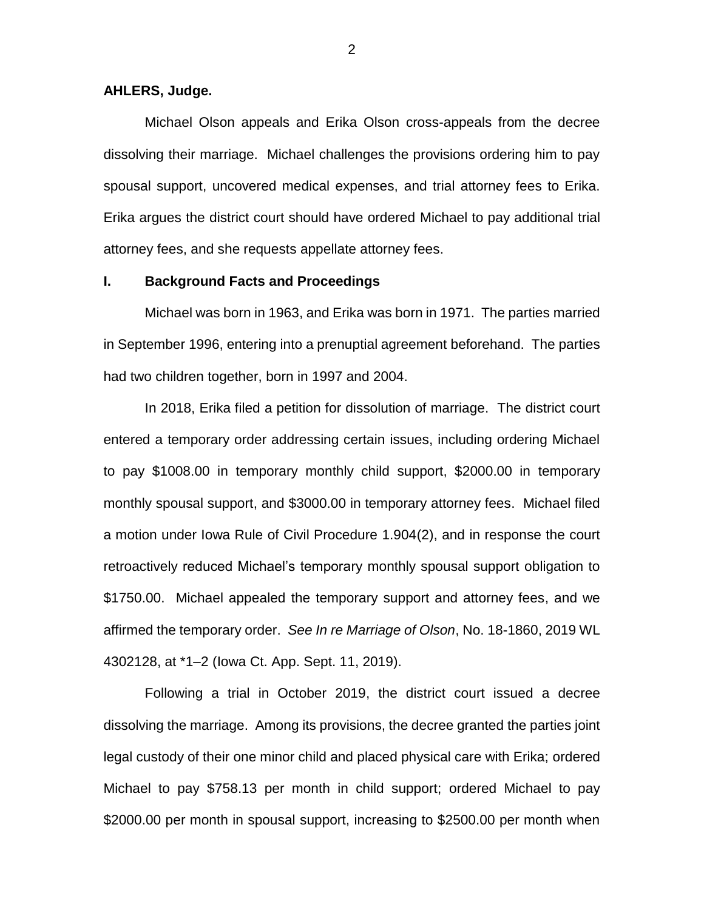**AHLERS, Judge.**

Michael Olson appeals and Erika Olson cross-appeals from the decree dissolving their marriage. Michael challenges the provisions ordering him to pay spousal support, uncovered medical expenses, and trial attorney fees to Erika. Erika argues the district court should have ordered Michael to pay additional trial attorney fees, and she requests appellate attorney fees.

## I. Background Facts and Proceedings

Michael was born in 1963, and Erika was born in 1971. The parties married in September 1996, entering into a prenuptial agreement beforehand. The parties had two children together, born in 1997 and 2004.

In 2018, Erika filed a petition for dissolution of marriage. The district court entered a temporary order addressing certain issues, including ordering Michael to pay $1008.00 in temporary monthly child support, $2000.00 in temporary monthly spousal support, and $3000.00 in temporary attorney fees. Michael filed a motion under Iowa Rule of Civil Procedure 1.904(2), and in response the court retroactively reduced Michael's temporary monthly spousal support obligation to $1750.00. Michael appealed the temporary support and attorney fees, and we affirmed the temporary order. *See In re Marriage of Olson*, No. 18-1860, 2019 WL 4302128, at *1–2 (Iowa Ct. App. Sept. 11, 2019).

Following a trial in October 2019, the district court issued a decree dissolving the marriage. Among its provisions, the decree granted the parties joint legal custody of their one minor child and placed physical care with Erika; ordered Michael to pay $758.13 per month in child support; ordered Michael to pay $2000.00 per month in spousal support, increasing to $2500.00 per month when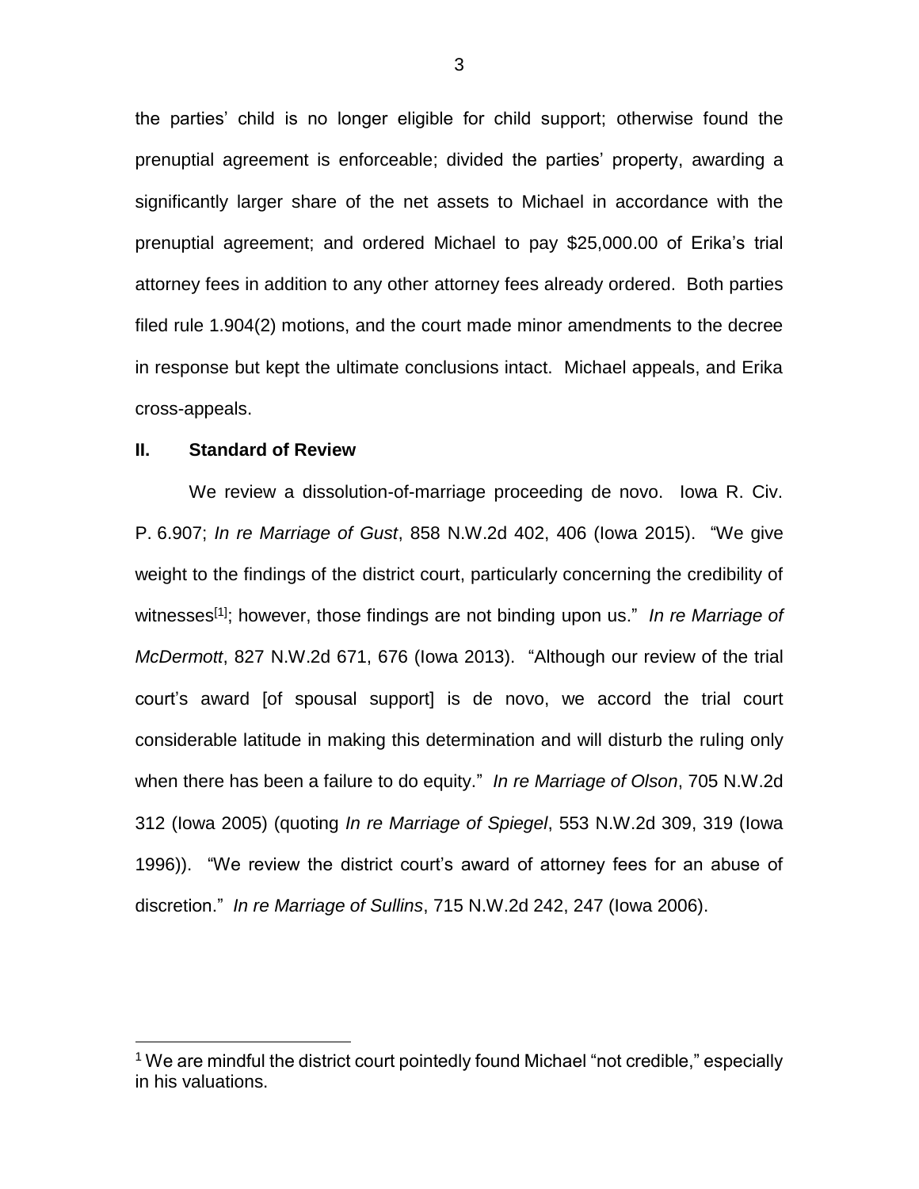the parties' child is no longer eligible for child support; otherwise found the prenuptial agreement is enforceable; divided the parties' property, awarding a significantly larger share of the net assets to Michael in accordance with the prenuptial agreement; and ordered Michael to pay $25,000.00 of Erika's trial attorney fees in addition to any other attorney fees already ordered. Both parties filed rule 1.904(2) motions, and the court made minor amendments to the decree in response but kept the ultimate conclusions intact. Michael appeals, and Erika cross-appeals.

## II. Standard of Review

We review a dissolution-of-marriage proceeding de novo. Iowa R. Civ. P. 6.907; *In re Marriage of Gust*, 858 N.W.2d 402, 406 (Iowa 2015). "We give weight to the findings of the district court, particularly concerning the credibility of witnesses[1]; however, those findings are not binding upon us." *In re Marriage of McDermott*, 827 N.W.2d 671, 676 (Iowa 2013). "Although our review of the trial court's award [of spousal support] is de novo, we accord the trial court considerable latitude in making this determination and will disturb the ruling only when there has been a failure to do equity." *In re Marriage of Olson*, 705 N.W.2d 312 (Iowa 2005) (quoting *In re Marriage of Spiegel*, 553 N.W.2d 309, 319 (Iowa 1996)). "We review the district court's award of attorney fees for an abuse of discretion." *In re Marriage of Sullins*, 715 N.W.2d 242, 247 (Iowa 2006).

[1] We are mindful the district court pointedly found Michael "not credible," especially in his valuations.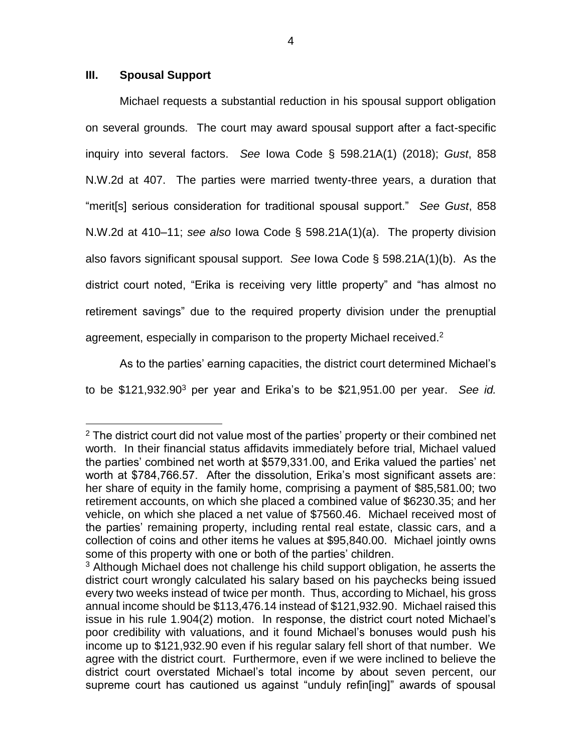### III. Spousal Support

Michael requests a substantial reduction in his spousal support obligation on several grounds. The court may award spousal support after a fact-specific inquiry into several factors. *See* Iowa Code § 598.21A(1) (2018); *Gust*, 858 N.W.2d at 407. The parties were married twenty-three years, a duration that "merit[s] serious consideration for traditional spousal support." *See Gust*, 858 N.W.2d at 410–11; *see also* Iowa Code § 598.21A(1)(a). The property division also favors significant spousal support. *See* Iowa Code § 598.21A(1)(b). As the district court noted, "Erika is receiving very little property" and "has almost no retirement savings" due to the required property division under the prenuptial agreement, especially in comparison to the property Michael received.[2]

As to the parties' earning capacities, the district court determined Michael's to be $121,932.90[3] per year and Erika's to be $21,951.00 per year. *See id.*

---

[2] The district court did not value most of the parties' property or their combined net worth. In their financial status affidavits immediately before trial, Michael valued the parties' combined net worth at $579,331.00, and Erika valued the parties' net worth at $784,766.57. After the dissolution, Erika's most significant assets are: her share of equity in the family home, comprising a payment of $85,581.00; two retirement accounts, on which she placed a combined value of $6230.35; and her vehicle, on which she placed a net value of $7560.46. Michael received most of the parties' remaining property, including rental real estate, classic cars, and a collection of coins and other items he values at $95,840.00. Michael jointly owns some of this property with one or both of the parties' children.

[3] Although Michael does not challenge his child support obligation, he asserts the district court wrongly calculated his salary based on his paychecks being issued every two weeks instead of twice per month. Thus, according to Michael, his gross annual income should be $113,476.14 instead of $121,932.90. Michael raised this issue in his rule 1.904(2) motion. In response, the district court noted Michael's poor credibility with valuations, and it found Michael's bonuses would push his income up to $121,932.90 even if his regular salary fell short of that number. We agree with the district court. Furthermore, even if we were inclined to believe the district court overstated Michael's total income by about seven percent, our supreme court has cautioned us against "unduly refin[ing]" awards of spousal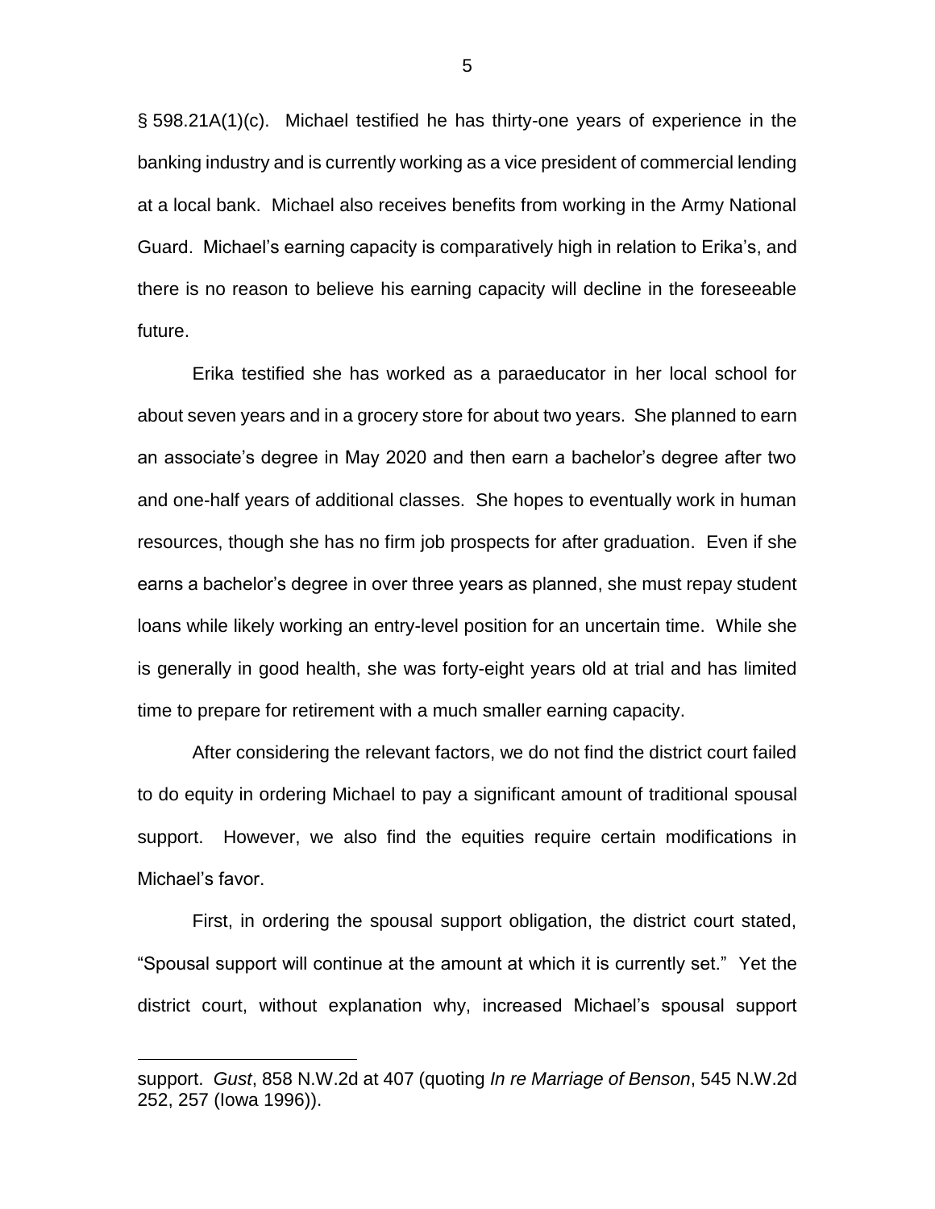§ 598.21A(1)(c). Michael testified he has thirty-one years of experience in the banking industry and is currently working as a vice president of commercial lending at a local bank. Michael also receives benefits from working in the Army National Guard. Michael's earning capacity is comparatively high in relation to Erika's, and there is no reason to believe his earning capacity will decline in the foreseeable future.

Erika testified she has worked as a paraeducator in her local school for about seven years and in a grocery store for about two years. She planned to earn an associate's degree in May 2020 and then earn a bachelor's degree after two and one-half years of additional classes. She hopes to eventually work in human resources, though she has no firm job prospects for after graduation. Even if she earns a bachelor's degree in over three years as planned, she must repay student loans while likely working an entry-level position for an uncertain time. While she is generally in good health, she was forty-eight years old at trial and has limited time to prepare for retirement with a much smaller earning capacity.

After considering the relevant factors, we do not find the district court failed to do equity in ordering Michael to pay a significant amount of traditional spousal support. However, we also find the equities require certain modifications in Michael's favor.

First, in ordering the spousal support obligation, the district court stated, "Spousal support will continue at the amount at which it is currently set." Yet the district court, without explanation why, increased Michael's spousal support

---

support. *Gust*, 858 N.W.2d at 407 (quoting *In re Marriage of Benson*, 545 N.W.2d 252, 257 (Iowa 1996)).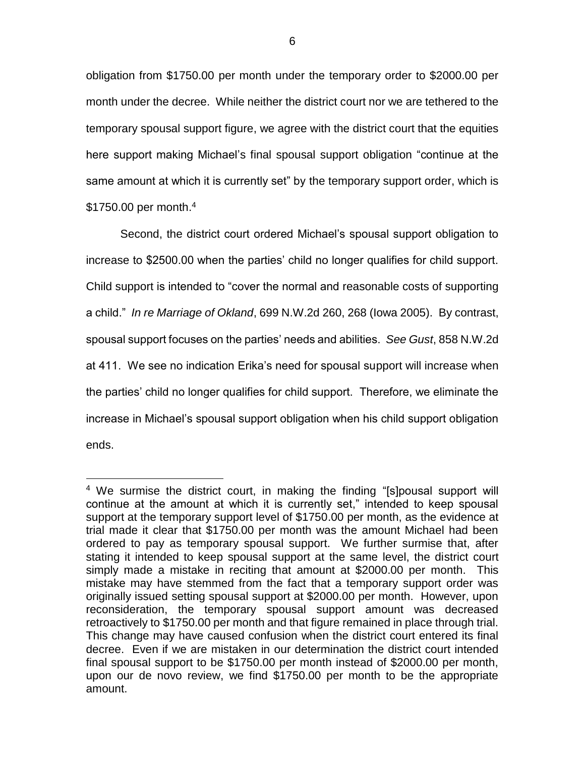obligation from \$1750.00 per month under the temporary order to \$2000.00 per month under the decree. While neither the district court nor we are tethered to the temporary spousal support figure, we agree with the district court that the equities here support making Michael's final spousal support obligation "continue at the same amount at which it is currently set" by the temporary support order, which is \$1750.00 per month.[4]

Second, the district court ordered Michael's spousal support obligation to increase to \$2500.00 when the parties' child no longer qualifies for child support. Child support is intended to "cover the normal and reasonable costs of supporting a child." *In re Marriage of Okland*, 699 N.W.2d 260, 268 (Iowa 2005). By contrast, spousal support focuses on the parties' needs and abilities. *See Gust*, 858 N.W.2d at 411. We see no indication Erika's need for spousal support will increase when the parties' child no longer qualifies for child support. Therefore, we eliminate the increase in Michael's spousal support obligation when his child support obligation ends.

[4] We surmise the district court, in making the finding "[s]pousal support will continue at the amount at which it is currently set," intended to keep spousal support at the temporary support level of \$1750.00 per month, as the evidence at trial made it clear that \$1750.00 per month was the amount Michael had been ordered to pay as temporary spousal support. We further surmise that, after stating it intended to keep spousal support at the same level, the district court simply made a mistake in reciting that amount at \$2000.00 per month. This mistake may have stemmed from the fact that a temporary support order was originally issued setting spousal support at \$2000.00 per month. However, upon reconsideration, the temporary spousal support amount was decreased retroactively to \$1750.00 per month and that figure remained in place through trial. This change may have caused confusion when the district court entered its final decree. Even if we are mistaken in our determination the district court intended final spousal support to be \$1750.00 per month instead of \$2000.00 per month, upon our de novo review, we find \$1750.00 per month to be the appropriate amount.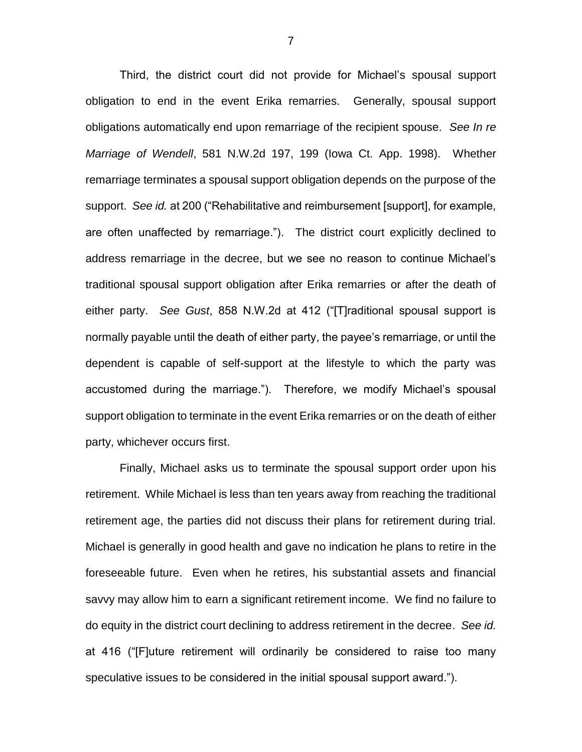Third, the district court did not provide for Michael's spousal support obligation to end in the event Erika remarries. Generally, spousal support obligations automatically end upon remarriage of the recipient spouse. *See In re Marriage of Wendell*, 581 N.W.2d 197, 199 (Iowa Ct. App. 1998). Whether remarriage terminates a spousal support obligation depends on the purpose of the support. *See id.* at 200 ("Rehabilitative and reimbursement [support], for example, are often unaffected by remarriage."). The district court explicitly declined to address remarriage in the decree, but we see no reason to continue Michael's traditional spousal support obligation after Erika remarries or after the death of either party. *See Gust*, 858 N.W.2d at 412 ("[T]raditional spousal support is normally payable until the death of either party, the payee's remarriage, or until the dependent is capable of self-support at the lifestyle to which the party was accustomed during the marriage."). Therefore, we modify Michael's spousal support obligation to terminate in the event Erika remarries or on the death of either party, whichever occurs first.

Finally, Michael asks us to terminate the spousal support order upon his retirement. While Michael is less than ten years away from reaching the traditional retirement age, the parties did not discuss their plans for retirement during trial. Michael is generally in good health and gave no indication he plans to retire in the foreseeable future. Even when he retires, his substantial assets and financial savvy may allow him to earn a significant retirement income. We find no failure to do equity in the district court declining to address retirement in the decree. *See id.* at 416 ("[F]uture retirement will ordinarily be considered to raise too many speculative issues to be considered in the initial spousal support award.").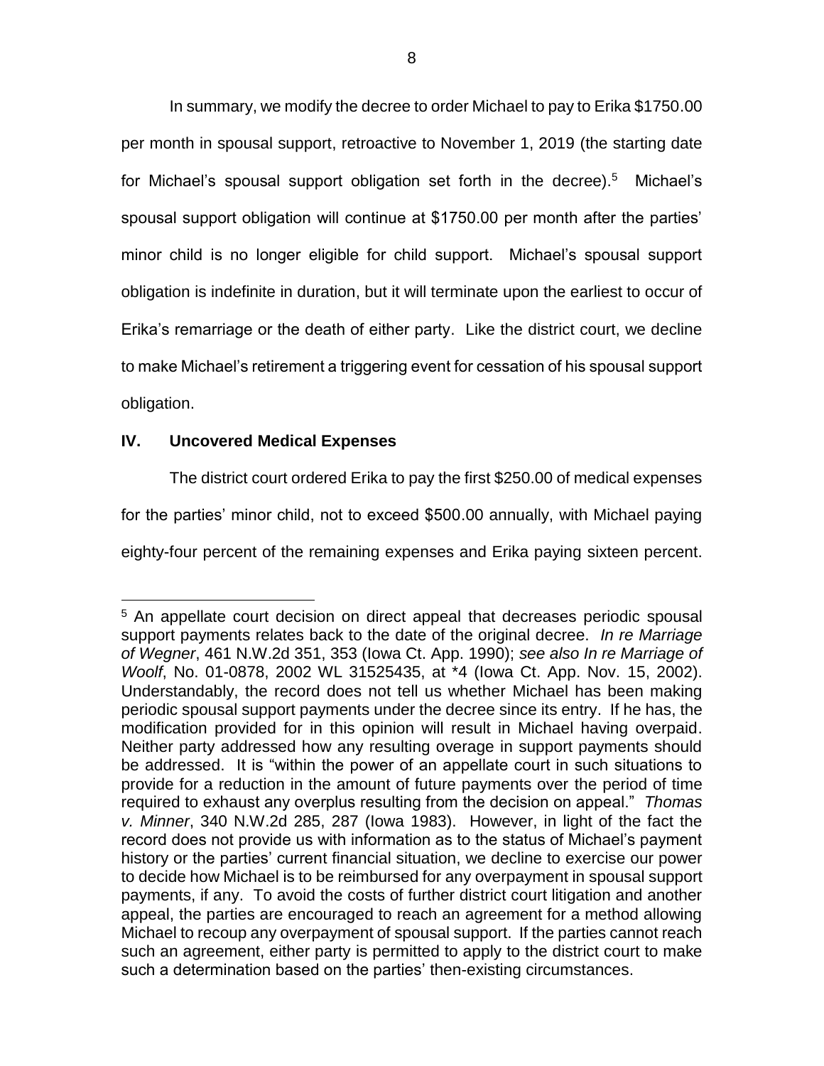In summary, we modify the decree to order Michael to pay to Erika $1750.00 per month in spousal support, retroactive to November 1, 2019 (the starting date for Michael's spousal support obligation set forth in the decree).[5] Michael's spousal support obligation will continue at $1750.00 per month after the parties' minor child is no longer eligible for child support. Michael's spousal support obligation is indefinite in duration, but it will terminate upon the earliest to occur of Erika's remarriage or the death of either party. Like the district court, we decline to make Michael's retirement a triggering event for cessation of his spousal support obligation.

## IV. Uncovered Medical Expenses

The district court ordered Erika to pay the first $250.00 of medical expenses for the parties' minor child, not to exceed $500.00 annually, with Michael paying eighty-four percent of the remaining expenses and Erika paying sixteen percent.

[5] An appellate court decision on direct appeal that decreases periodic spousal support payments relates back to the date of the original decree. *In re Marriage of Wegner*, 461 N.W.2d 351, 353 (Iowa Ct. App. 1990); *see also In re Marriage of Woolf*, No. 01-0878, 2002 WL 31525435, at \*4 (Iowa Ct. App. Nov. 15, 2002). Understandably, the record does not tell us whether Michael has been making periodic spousal support payments under the decree since its entry. If he has, the modification provided for in this opinion will result in Michael having overpaid. Neither party addressed how any resulting overage in support payments should be addressed. It is "within the power of an appellate court in such situations to provide for a reduction in the amount of future payments over the period of time required to exhaust any overplus resulting from the decision on appeal." *Thomas v. Minner*, 340 N.W.2d 285, 287 (Iowa 1983). However, in light of the fact the record does not provide us with information as to the status of Michael's payment history or the parties' current financial situation, we decline to exercise our power to decide how Michael is to be reimbursed for any overpayment in spousal support payments, if any. To avoid the costs of further district court litigation and another appeal, the parties are encouraged to reach an agreement for a method allowing Michael to recoup any overpayment of spousal support. If the parties cannot reach such an agreement, either party is permitted to apply to the district court to make such a determination based on the parties' then-existing circumstances.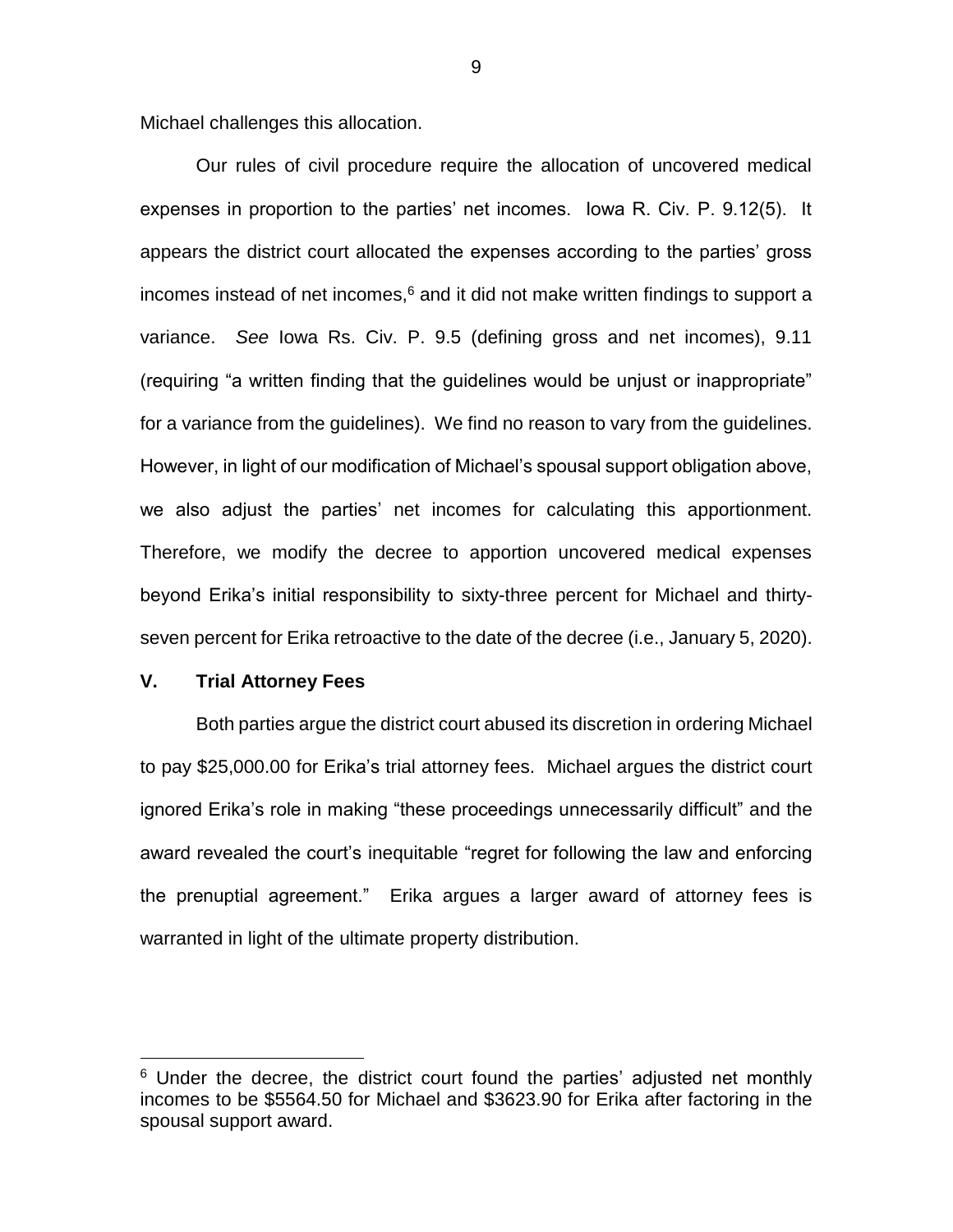Michael challenges this allocation.

Our rules of civil procedure require the allocation of uncovered medical expenses in proportion to the parties' net incomes. Iowa R. Civ. P. 9.12(5). It appears the district court allocated the expenses according to the parties' gross incomes instead of net incomes,[6] and it did not make written findings to support a variance. *See* Iowa Rs. Civ. P. 9.5 (defining gross and net incomes), 9.11 (requiring "a written finding that the guidelines would be unjust or inappropriate" for a variance from the guidelines). We find no reason to vary from the guidelines. However, in light of our modification of Michael's spousal support obligation above, we also adjust the parties' net incomes for calculating this apportionment. Therefore, we modify the decree to apportion uncovered medical expenses beyond Erika's initial responsibility to sixty-three percent for Michael and thirty-seven percent for Erika retroactive to the date of the decree (i.e., January 5, 2020).

## V. Trial Attorney Fees

Both parties argue the district court abused its discretion in ordering Michael to pay $25,000.00 for Erika's trial attorney fees. Michael argues the district court ignored Erika's role in making "these proceedings unnecessarily difficult" and the award revealed the court's inequitable "regret for following the law and enforcing the prenuptial agreement." Erika argues a larger award of attorney fees is warranted in light of the ultimate property distribution.

---

[6] Under the decree, the district court found the parties' adjusted net monthly incomes to be $5564.50 for Michael and $3623.90 for Erika after factoring in the spousal support award.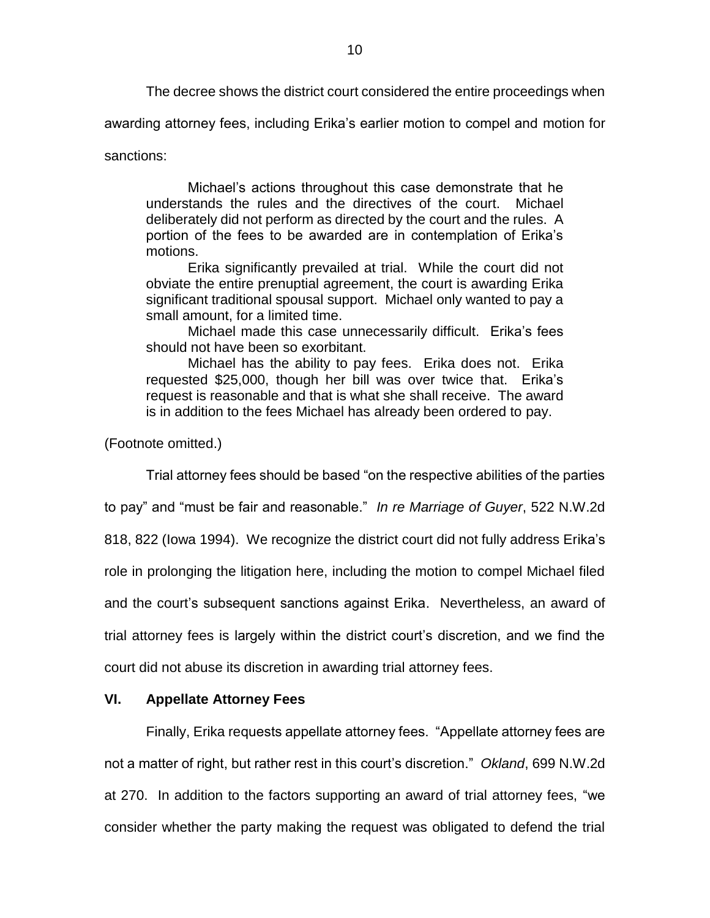The decree shows the district court considered the entire proceedings when awarding attorney fees, including Erika's earlier motion to compel and motion for sanctions:

> Michael's actions throughout this case demonstrate that he understands the rules and the directives of the court. Michael deliberately did not perform as directed by the court and the rules. A portion of the fees to be awarded are in contemplation of Erika's motions.
>
> Erika significantly prevailed at trial. While the court did not obviate the entire prenuptial agreement, the court is awarding Erika significant traditional spousal support. Michael only wanted to pay a small amount, for a limited time.
>
> Michael made this case unnecessarily difficult. Erika's fees should not have been so exorbitant.
>
> Michael has the ability to pay fees. Erika does not. Erika requested $25,000, though her bill was over twice that. Erika's request is reasonable and that is what she shall receive. The award is in addition to the fees Michael has already been ordered to pay.

(Footnote omitted.)

Trial attorney fees should be based "on the respective abilities of the parties to pay" and "must be fair and reasonable." *In re Marriage of Guyer*, 522 N.W.2d 818, 822 (Iowa 1994). We recognize the district court did not fully address Erika's role in prolonging the litigation here, including the motion to compel Michael filed and the court's subsequent sanctions against Erika. Nevertheless, an award of trial attorney fees is largely within the district court's discretion, and we find the court did not abuse its discretion in awarding trial attorney fees.

## VI. Appellate Attorney Fees

Finally, Erika requests appellate attorney fees. "Appellate attorney fees are not a matter of right, but rather rest in this court's discretion." *Okland*, 699 N.W.2d at 270. In addition to the factors supporting an award of trial attorney fees, "we consider whether the party making the request was obligated to defend the trial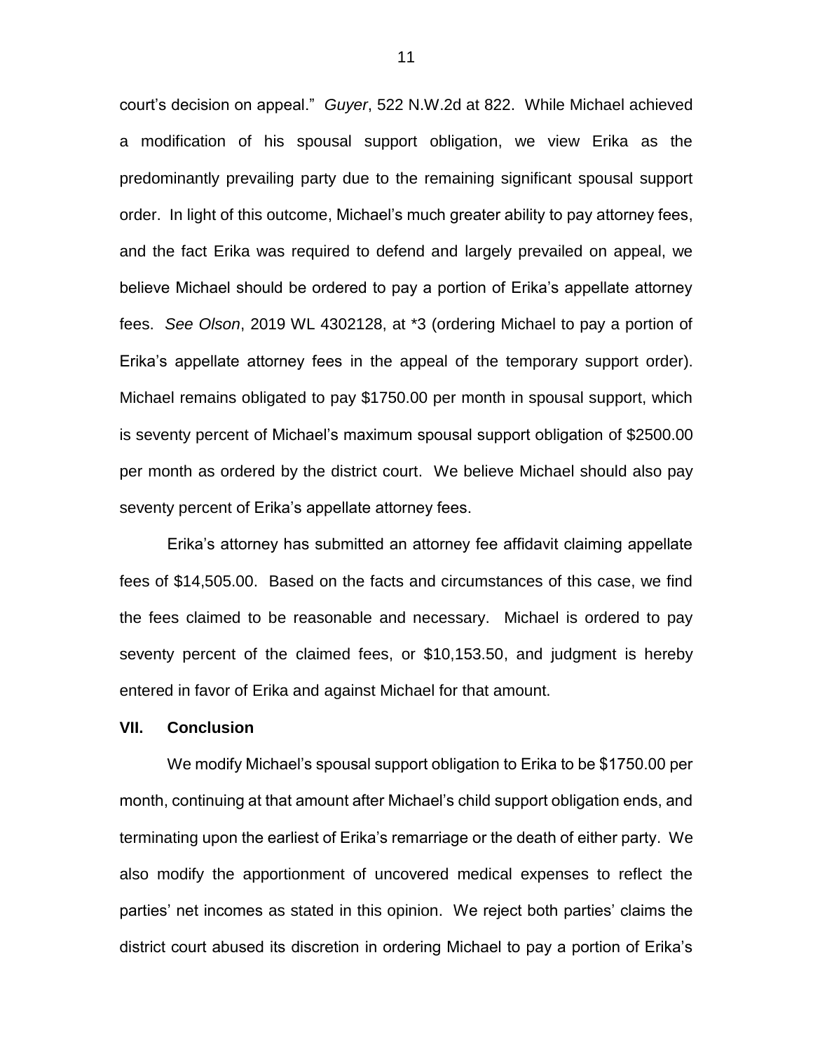court's decision on appeal." *Guyer*, 522 N.W.2d at 822. While Michael achieved a modification of his spousal support obligation, we view Erika as the predominantly prevailing party due to the remaining significant spousal support order. In light of this outcome, Michael's much greater ability to pay attorney fees, and the fact Erika was required to defend and largely prevailed on appeal, we believe Michael should be ordered to pay a portion of Erika's appellate attorney fees. *See Olson*, 2019 WL 4302128, at *3 (ordering Michael to pay a portion of Erika's appellate attorney fees in the appeal of the temporary support order). Michael remains obligated to pay $1750.00 per month in spousal support, which is seventy percent of Michael's maximum spousal support obligation of $2500.00 per month as ordered by the district court. We believe Michael should also pay seventy percent of Erika's appellate attorney fees.

Erika's attorney has submitted an attorney fee affidavit claiming appellate fees of $14,505.00. Based on the facts and circumstances of this case, we find the fees claimed to be reasonable and necessary. Michael is ordered to pay seventy percent of the claimed fees, or $10,153.50, and judgment is hereby entered in favor of Erika and against Michael for that amount.

## VII. Conclusion

We modify Michael's spousal support obligation to Erika to be $1750.00 per month, continuing at that amount after Michael's child support obligation ends, and terminating upon the earliest of Erika's remarriage or the death of either party. We also modify the apportionment of uncovered medical expenses to reflect the parties' net incomes as stated in this opinion. We reject both parties' claims the district court abused its discretion in ordering Michael to pay a portion of Erika's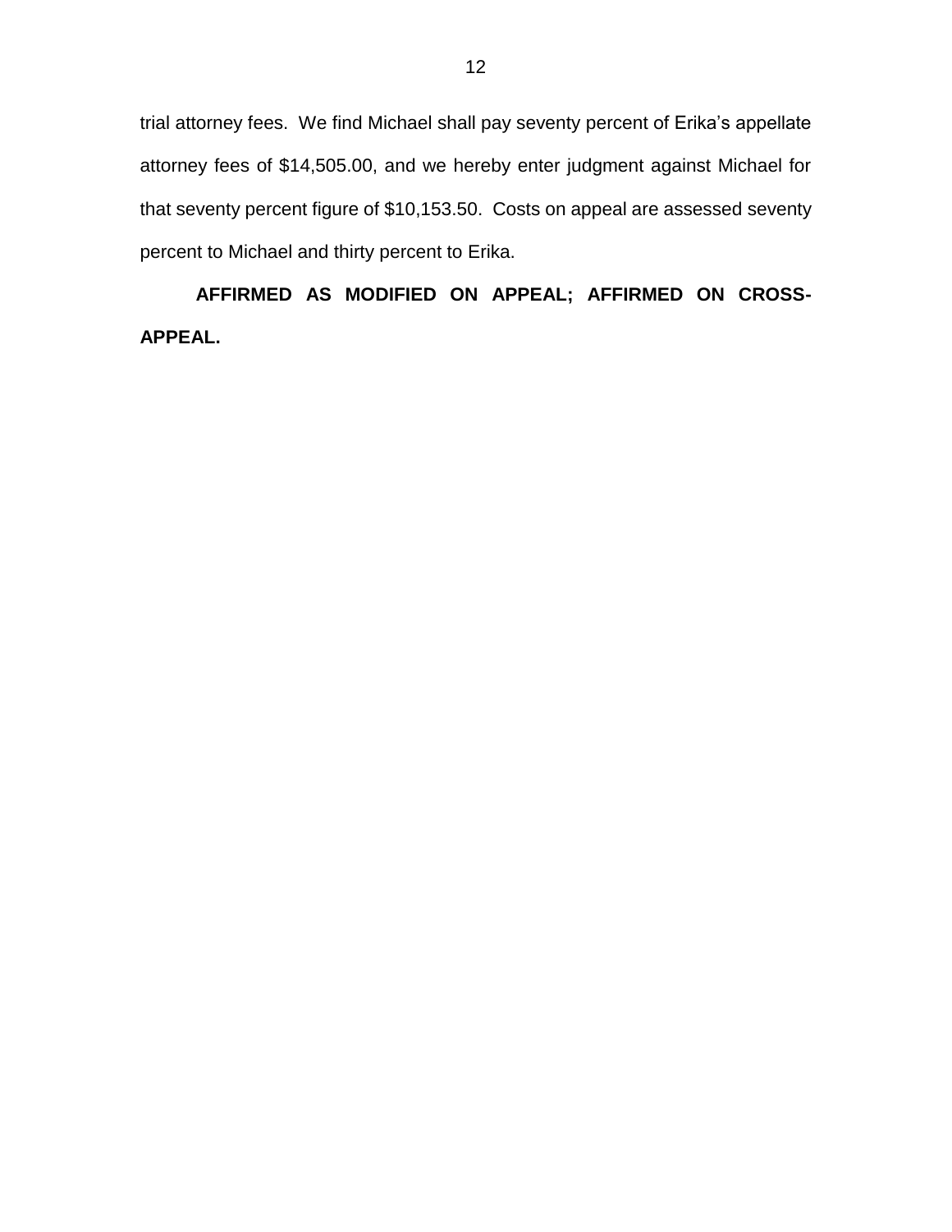trial attorney fees. We find Michael shall pay seventy percent of Erika's appellate attorney fees of $14,505.00, and we hereby enter judgment against Michael for that seventy percent figure of $10,153.50. Costs on appeal are assessed seventy percent to Michael and thirty percent to Erika.

**AFFIRMED AS MODIFIED ON APPEAL; AFFIRMED ON CROSS-APPEAL.**